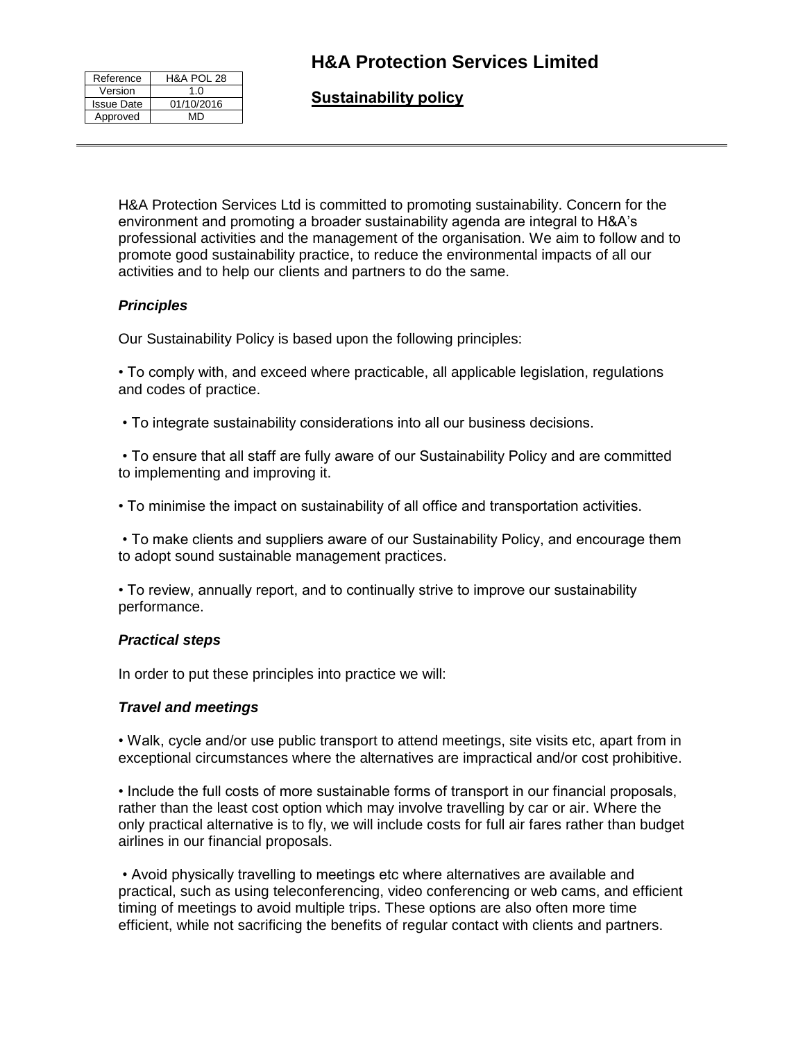| Reference | H&A POL 28 |
| --- | --- |
| Version | 1.0 |
| Issue Date | 01/10/2016 |
| Approved | MD |

# H&A Protection Services Limited

## Sustainability policy

---

H&A Protection Services Ltd is committed to promoting sustainability. Concern for the environment and promoting a broader sustainability agenda are integral to H&A's professional activities and the management of the organisation. We aim to follow and to promote good sustainability practice, to reduce the environmental impacts of all our activities and to help our clients and partners to do the same.

### *Principles*

Our Sustainability Policy is based upon the following principles:

- To comply with, and exceed where practicable, all applicable legislation, regulations and codes of practice.
- To integrate sustainability considerations into all our business decisions.
- To ensure that all staff are fully aware of our Sustainability Policy and are committed to implementing and improving it.
- To minimise the impact on sustainability of all office and transportation activities.
- To make clients and suppliers aware of our Sustainability Policy, and encourage them to adopt sound sustainable management practices.
- To review, annually report, and to continually strive to improve our sustainability performance.

### *Practical steps*

In order to put these principles into practice we will:

### *Travel and meetings*

- Walk, cycle and/or use public transport to attend meetings, site visits etc, apart from in exceptional circumstances where the alternatives are impractical and/or cost prohibitive.
- Include the full costs of more sustainable forms of transport in our financial proposals, rather than the least cost option which may involve travelling by car or air. Where the only practical alternative is to fly, we will include costs for full air fares rather than budget airlines in our financial proposals.
- Avoid physically travelling to meetings etc where alternatives are available and practical, such as using teleconferencing, video conferencing or web cams, and efficient timing of meetings to avoid multiple trips. These options are also often more time efficient, while not sacrificing the benefits of regular contact with clients and partners.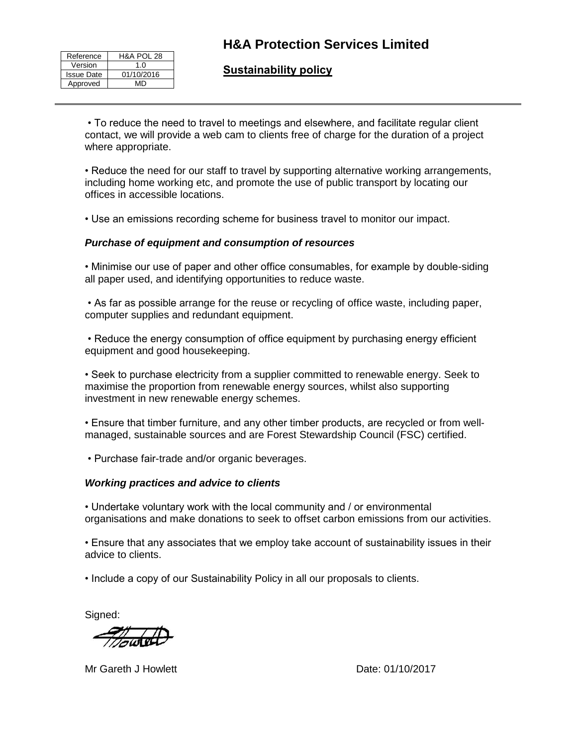| Reference | H&A POL 28 |
|---|---|
| Version | 1.0 |
| Issue Date | 01/10/2016 |
| Approved | MD |

# H&A Protection Services Limited

## Sustainability policy

- To reduce the need to travel to meetings and elsewhere, and facilitate regular client contact, we will provide a web cam to clients free of charge for the duration of a project where appropriate.

- Reduce the need for our staff to travel by supporting alternative working arrangements, including home working etc, and promote the use of public transport by locating our offices in accessible locations.

- Use an emissions recording scheme for business travel to monitor our impact.

### *Purchase of equipment and consumption of resources*

- Minimise our use of paper and other office consumables, for example by double-siding all paper used, and identifying opportunities to reduce waste.

- As far as possible arrange for the reuse or recycling of office waste, including paper, computer supplies and redundant equipment.

- Reduce the energy consumption of office equipment by purchasing energy efficient equipment and good housekeeping.

- Seek to purchase electricity from a supplier committed to renewable energy. Seek to maximise the proportion from renewable energy sources, whilst also supporting investment in new renewable energy schemes.

- Ensure that timber furniture, and any other timber products, are recycled or from well-managed, sustainable sources and are Forest Stewardship Council (FSC) certified.

- Purchase fair-trade and/or organic beverages.

### *Working practices and advice to clients*

- Undertake voluntary work with the local community and / or environmental organisations and make donations to seek to offset carbon emissions from our activities.

- Ensure that any associates that we employ take account of sustainability issues in their advice to clients.

- Include a copy of our Sustainability Policy in all our proposals to clients.

Signed:

Mr Gareth J Howlett

Date: 01/10/2017